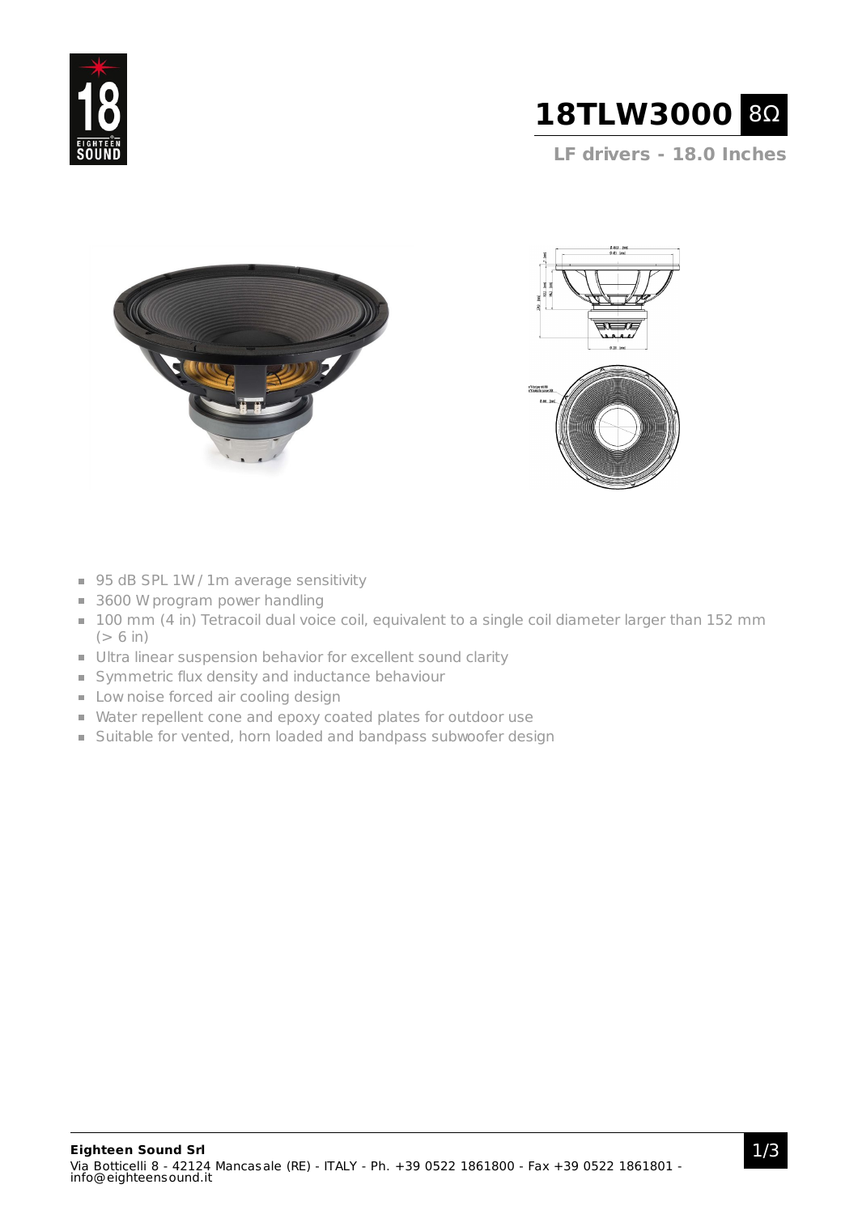# 18TLW3000 8Ω

## LF drivers - 18.0 Inches

- 95 dB SPL 1W / 1m average sensitivity
- 3600 W program power handling
- 100 mm (4 in) Tetracoil dual voice coil, equivalent to a single coil diameter larger than 152 mm (> 6 in)
- Ultra linear suspension behavior for excellent sound clarity
- Symmetric flux density and inductance behaviour
- Low noise forced air cooling design
- Water repellent cone and epoxy coated plates for outdoor use
- Suitable for vented, horn loaded and bandpass subwoofer design

**Eighteen Sound Srl**
Via Botticelli 8 - 42124 Mancasale (RE) - ITALY - Ph. +39 0522 1861800 - Fax +39 0522 1861801 - info@eighteensound.it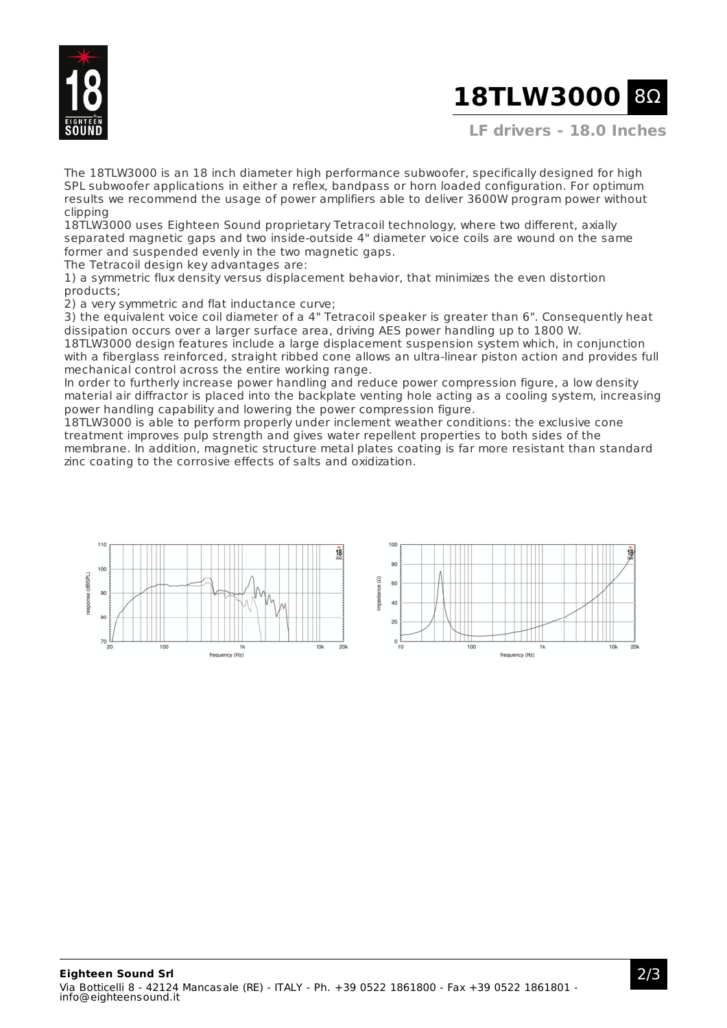# 18TLW3000 8Ω

**LF drivers - 18.0 Inches**

The 18TLW3000 is an 18 inch diameter high performance subwoofer, specifically designed for high SPL subwoofer applications in either a reflex, bandpass or horn loaded configuration. For optimum results we recommend the usage of power amplifiers able to deliver 3600W program power without clipping

18TLW3000 uses Eighteen Sound proprietary Tetracoil technology, where two different, axially separated magnetic gaps and two inside-outside 4" diameter voice coils are wound on the same former and suspended evenly in the two magnetic gaps.

The Tetracoil design key advantages are:

1) a symmetric flux density versus displacement behavior, that minimizes the even distortion products;

2) a very symmetric and flat inductance curve;

3) the equivalent voice coil diameter of a 4" Tetracoil speaker is greater than 6". Consequently heat dissipation occurs over a larger surface area, driving AES power handling up to 1800 W.

18TLW3000 design features include a large displacement suspension system which, in conjunction with a fiberglass reinforced, straight ribbed cone allows an ultra-linear piston action and provides full mechanical control across the entire working range.

In order to furtherly increase power handling and reduce power compression figure, a low density material air diffractor is placed into the backplate venting hole acting as a cooling system, increasing power handling capability and lowering the power compression figure.

18TLW3000 is able to perform properly under inclement weather conditions: the exclusive cone treatment improves pulp strength and gives water repellent properties to both sides of the membrane. In addition, magnetic structure metal plates coating is far more resistant than standard zinc coating to the corrosive effects of salts and oxidization.

**Eighteen Sound Srl**
Via Botticelli 8 - 42124 Mancasale (RE) - ITALY - Ph. +39 0522 1861800 - Fax +39 0522 1861801 - info@eighteensound.it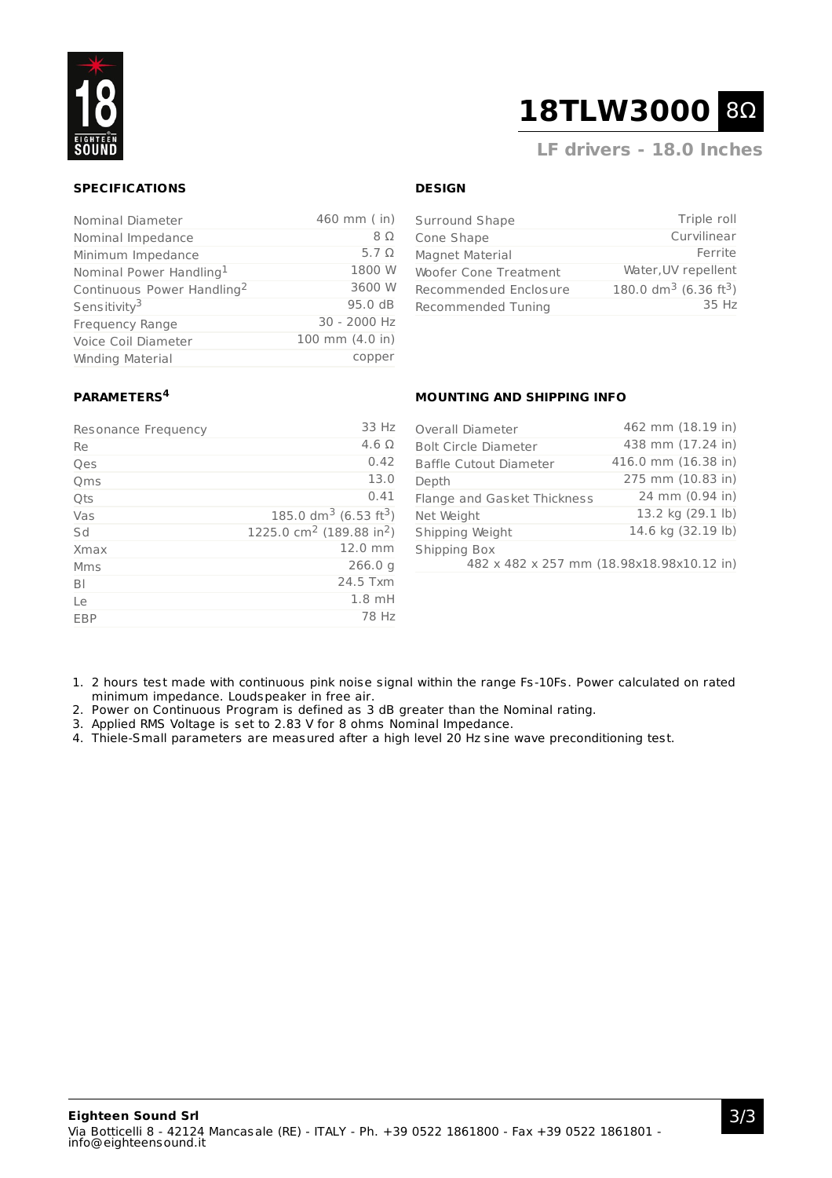# 18TLW3000 8Ω

## LF drivers - 18.0 Inches

### SPECIFICATIONS

| | |
|---|---|
| Nominal Diameter | 460 mm ( in) |
| Nominal Impedance | 8 Ω |
| Minimum Impedance | 5.7 Ω |
| Nominal Power Handling[1] | 1800 W |
| Continuous Power Handling[2] | 3600 W |
| Sensitivity[3] | 95.0 dB |
| Frequency Range | 30 - 2000 Hz |
| Voice Coil Diameter | 100 mm (4.0 in) |
| Winding Material | copper |

### DESIGN

| | |
|---|---|
| Surround Shape | Triple roll |
| Cone Shape | Curvilinear |
| Magnet Material | Ferrite |
| Woofer Cone Treatment | Water,UV repellent |
| Recommended Enclosure | 180.0 $dm^3$ (6.36 $ft^3$) |
| Recommended Tuning | 35 Hz |

### PARAMETERS[4]

| | |
|---|---|
| Resonance Frequency | 33 Hz |
| Re | 4.6 Ω |
| Qes | 0.42 |
| Qms | 13.0 |
| Qts | 0.41 |
| Vas | 185.0 $dm^3$ (6.53 $ft^3$) |
| Sd | 1225.0 $cm^2$ (189.88 $in^2$) |
| Xmax | 12.0 mm |
| Mms | 266.0 g |
| Bl | 24.5 Txm |
| Le | 1.8 mH |
| EBP | 78 Hz |

### MOUNTING AND SHIPPING INFO

| | |
|---|---|
| Overall Diameter | 462 mm (18.19 in) |
| Bolt Circle Diameter | 438 mm (17.24 in) |
| Baffle Cutout Diameter | 416.0 mm (16.38 in) |
| Depth | 275 mm (10.83 in) |
| Flange and Gasket Thickness | 24 mm (0.94 in) |
| Net Weight | 13.2 kg (29.1 lb) |
| Shipping Weight | 14.6 kg (32.19 lb) |
| Shipping Box | 482 x 482 x 257 mm (18.98x18.98x10.12 in) |

1. 2 hours test made with continuous pink noise signal within the range Fs-10Fs. Power calculated on rated minimum impedance. Loudspeaker in free air.
2. Power on Continuous Program is defined as 3 dB greater than the Nominal rating.
3. Applied RMS Voltage is set to 2.83 V for 8 ohms Nominal Impedance.
4. Thiele-Small parameters are measured after a high level 20 Hz sine wave preconditioning test.

**Eighteen Sound Srl**
Via Botticelli 8 - 42124 Mancasale (RE) - ITALY - Ph. +39 0522 1861800 - Fax +39 0522 1861801 - info@eighteensound.it